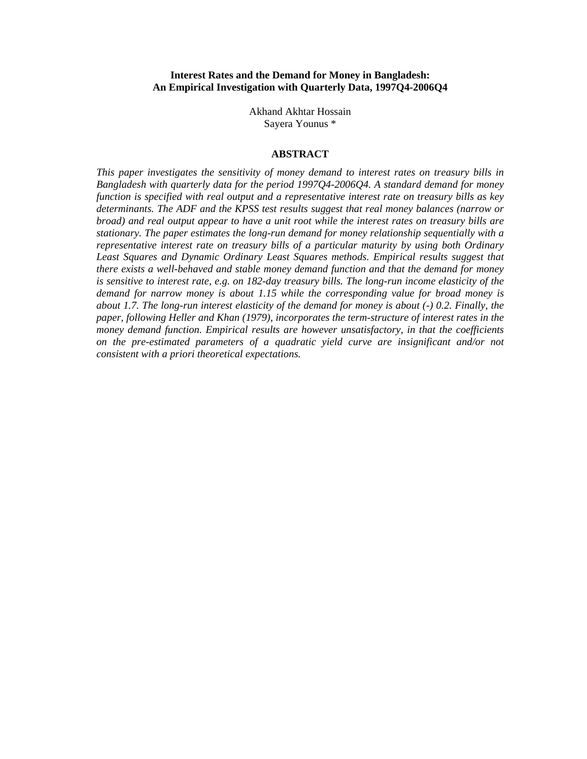# Interest Rates and the Demand for Money in Bangladesh: An Empirical Investigation with Quarterly Data, 1997Q4-2006Q4

Akhand Akhtar Hossain
Sayera Younus *

## ABSTRACT

*This paper investigates the sensitivity of money demand to interest rates on treasury bills in Bangladesh with quarterly data for the period 1997Q4-2006Q4. A standard demand for money function is specified with real output and a representative interest rate on treasury bills as key determinants. The ADF and the KPSS test results suggest that real money balances (narrow or broad) and real output appear to have a unit root while the interest rates on treasury bills are stationary. The paper estimates the long-run demand for money relationship sequentially with a representative interest rate on treasury bills of a particular maturity by using both Ordinary Least Squares and Dynamic Ordinary Least Squares methods. Empirical results suggest that there exists a well-behaved and stable money demand function and that the demand for money is sensitive to interest rate, e.g. on 182-day treasury bills. The long-run income elasticity of the demand for narrow money is about 1.15 while the corresponding value for broad money is about 1.7. The long-run interest elasticity of the demand for money is about (-) 0.2. Finally, the paper, following Heller and Khan (1979), incorporates the term-structure of interest rates in the money demand function. Empirical results are however unsatisfactory, in that the coefficients on the pre-estimated parameters of a quadratic yield curve are insignificant and/or not consistent with a priori theoretical expectations.*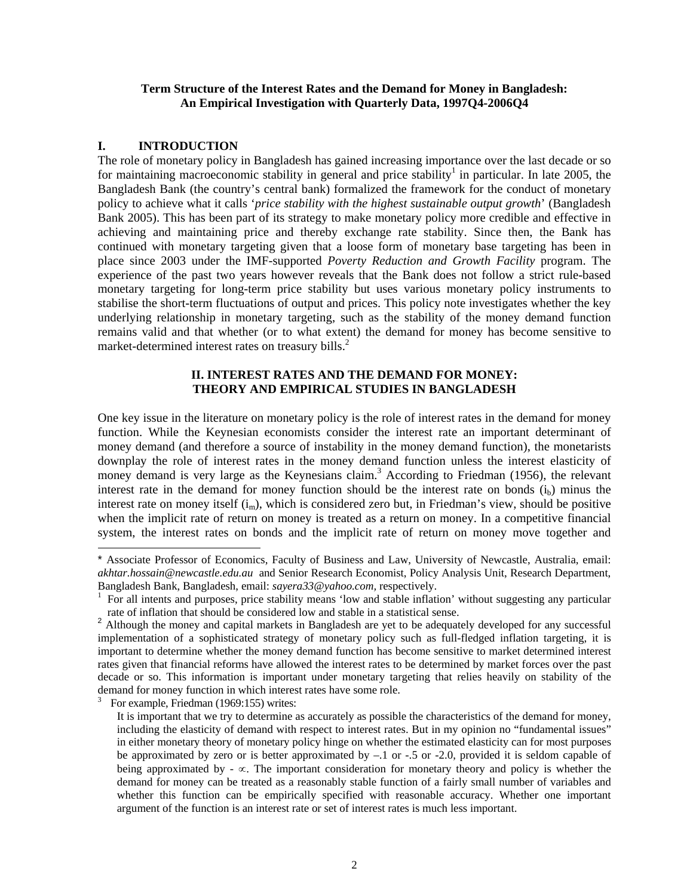**Term Structure of the Interest Rates and the Demand for Money in Bangladesh: An Empirical Investigation with Quarterly Data, 1997Q4-2006Q4**

## I. INTRODUCTION

The role of monetary policy in Bangladesh has gained increasing importance over the last decade or so for maintaining macroeconomic stability in general and price stability[1] in particular. In late 2005, the Bangladesh Bank (the country's central bank) formalized the framework for the conduct of monetary policy to achieve what it calls '*price stability with the highest sustainable output growth*' (Bangladesh Bank 2005). This has been part of its strategy to make monetary policy more credible and effective in achieving and maintaining price and thereby exchange rate stability. Since then, the Bank has continued with monetary targeting given that a loose form of monetary base targeting has been in place since 2003 under the IMF-supported *Poverty Reduction and Growth Facility* program. The experience of the past two years however reveals that the Bank does not follow a strict rule-based monetary targeting for long-term price stability but uses various monetary policy instruments to stabilise the short-term fluctuations of output and prices. This policy note investigates whether the key underlying relationship in monetary targeting, such as the stability of the money demand function remains valid and that whether (or to what extent) the demand for money has become sensitive to market-determined interest rates on treasury bills.[2]

## II. INTEREST RATES AND THE DEMAND FOR MONEY: THEORY AND EMPIRICAL STUDIES IN BANGLADESH

One key issue in the literature on monetary policy is the role of interest rates in the demand for money function. While the Keynesian economists consider the interest rate an important determinant of money demand (and therefore a source of instability in the money demand function), the monetarists downplay the role of interest rates in the money demand function unless the interest elasticity of money demand is very large as the Keynesians claim.[3] According to Friedman (1956), the relevant interest rate in the demand for money function should be the interest rate on bonds ($i_b$) minus the interest rate on money itself ($i_m$), which is considered zero but, in Friedman's view, should be positive when the implicit rate of return on money is treated as a return on money. In a competitive financial system, the interest rates on bonds and the implicit rate of return on money move together and

---

\* Associate Professor of Economics, Faculty of Business and Law, University of Newcastle, Australia, email: *akhtar.hossain@newcastle.edu.au* and Senior Research Economist, Policy Analysis Unit, Research Department, Bangladesh Bank, Bangladesh, email: *sayera33@yahoo.com*, respectively.

[1] For all intents and purposes, price stability means 'low and stable inflation' without suggesting any particular rate of inflation that should be considered low and stable in a statistical sense.

[2] Although the money and capital markets in Bangladesh are yet to be adequately developed for any successful implementation of a sophisticated strategy of monetary policy such as full-fledged inflation targeting, it is important to determine whether the money demand function has become sensitive to market determined interest rates given that financial reforms have allowed the interest rates to be determined by market forces over the past decade or so. This information is important under monetary targeting that relies heavily on stability of the demand for money function in which interest rates have some role.

[3] For example, Friedman (1969:155) writes:

> It is important that we try to determine as accurately as possible the characteristics of the demand for money, including the elasticity of demand with respect to interest rates. But in my opinion no "fundamental issues" in either monetary theory of monetary policy hinge on whether the estimated elasticity can for most purposes be approximated by zero or is better approximated by $-.1$ or $-.5$ or $-2.0$, provided it is seldom capable of being approximated by $-\infty$. The important consideration for monetary theory and policy is whether the demand for money can be treated as a reasonably stable function of a fairly small number of variables and whether this function can be empirically specified with reasonable accuracy. Whether one important argument of the function is an interest rate or set of interest rates is much less important.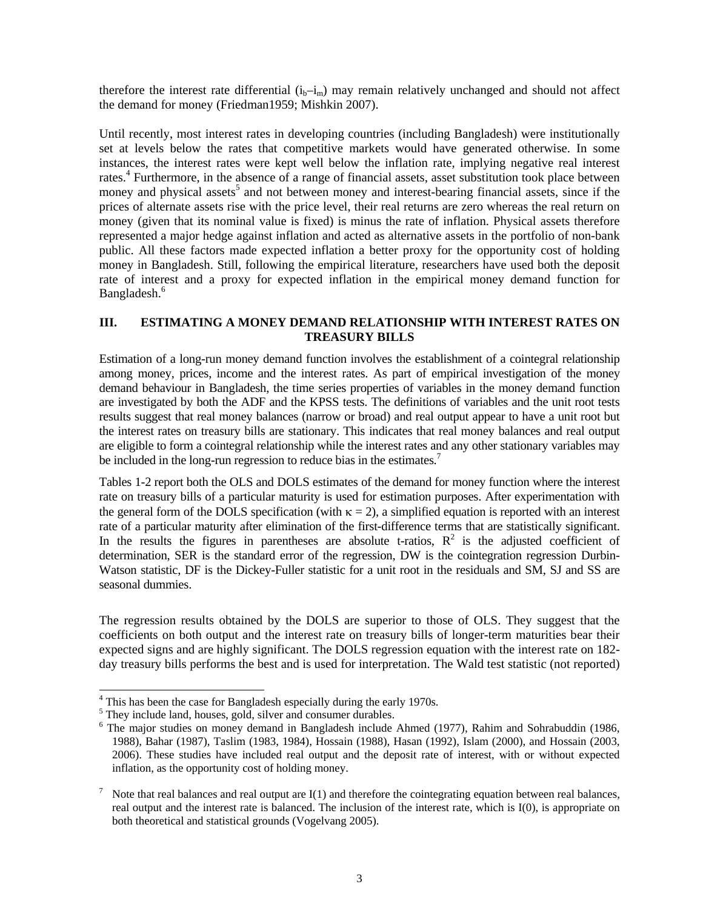therefore the interest rate differential ($i_b$–$i_m$) may remain relatively unchanged and should not affect the demand for money (Friedman1959; Mishkin 2007).

Until recently, most interest rates in developing countries (including Bangladesh) were institutionally set at levels below the rates that competitive markets would have generated otherwise. In some instances, the interest rates were kept well below the inflation rate, implying negative real interest rates.[4] Furthermore, in the absence of a range of financial assets, asset substitution took place between money and physical assets[5] and not between money and interest-bearing financial assets, since if the prices of alternate assets rise with the price level, their real returns are zero whereas the real return on money (given that its nominal value is fixed) is minus the rate of inflation. Physical assets therefore represented a major hedge against inflation and acted as alternative assets in the portfolio of non-bank public. All these factors made expected inflation a better proxy for the opportunity cost of holding money in Bangladesh. Still, following the empirical literature, researchers have used both the deposit rate of interest and a proxy for expected inflation in the empirical money demand function for Bangladesh.[6]

## III. ESTIMATING A MONEY DEMAND RELATIONSHIP WITH INTEREST RATES ON TREASURY BILLS

Estimation of a long-run money demand function involves the establishment of a cointegral relationship among money, prices, income and the interest rates. As part of empirical investigation of the money demand behaviour in Bangladesh, the time series properties of variables in the money demand function are investigated by both the ADF and the KPSS tests. The definitions of variables and the unit root tests results suggest that real money balances (narrow or broad) and real output appear to have a unit root but the interest rates on treasury bills are stationary. This indicates that real money balances and real output are eligible to form a cointegral relationship while the interest rates and any other stationary variables may be included in the long-run regression to reduce bias in the estimates.[7]

Tables 1-2 report both the OLS and DOLS estimates of the demand for money function where the interest rate on treasury bills of a particular maturity is used for estimation purposes. After experimentation with the general form of the DOLS specification (with $\kappa = 2$), a simplified equation is reported with an interest rate of a particular maturity after elimination of the first-difference terms that are statistically significant. In the results the figures in parentheses are absolute t-ratios, $R^2$ is the adjusted coefficient of determination, SER is the standard error of the regression, DW is the cointegration regression Durbin-Watson statistic, DF is the Dickey-Fuller statistic for a unit root in the residuals and SM, SJ and SS are seasonal dummies.

The regression results obtained by the DOLS are superior to those of OLS. They suggest that the coefficients on both output and the interest rate on treasury bills of longer-term maturities bear their expected signs and are highly significant. The DOLS regression equation with the interest rate on 182-day treasury bills performs the best and is used for interpretation. The Wald test statistic (not reported)

---

[4] This has been the case for Bangladesh especially during the early 1970s.

[5] They include land, houses, gold, silver and consumer durables.

[6] The major studies on money demand in Bangladesh include Ahmed (1977), Rahim and Sohrabuddin (1986, 1988), Bahar (1987), Taslim (1983, 1984), Hossain (1988), Hasan (1992), Islam (2000), and Hossain (2003, 2006). These studies have included real output and the deposit rate of interest, with or without expected inflation, as the opportunity cost of holding money.

[7] Note that real balances and real output are I(1) and therefore the cointegrating equation between real balances, real output and the interest rate is balanced. The inclusion of the interest rate, which is I(0), is appropriate on both theoretical and statistical grounds (Vogelvang 2005).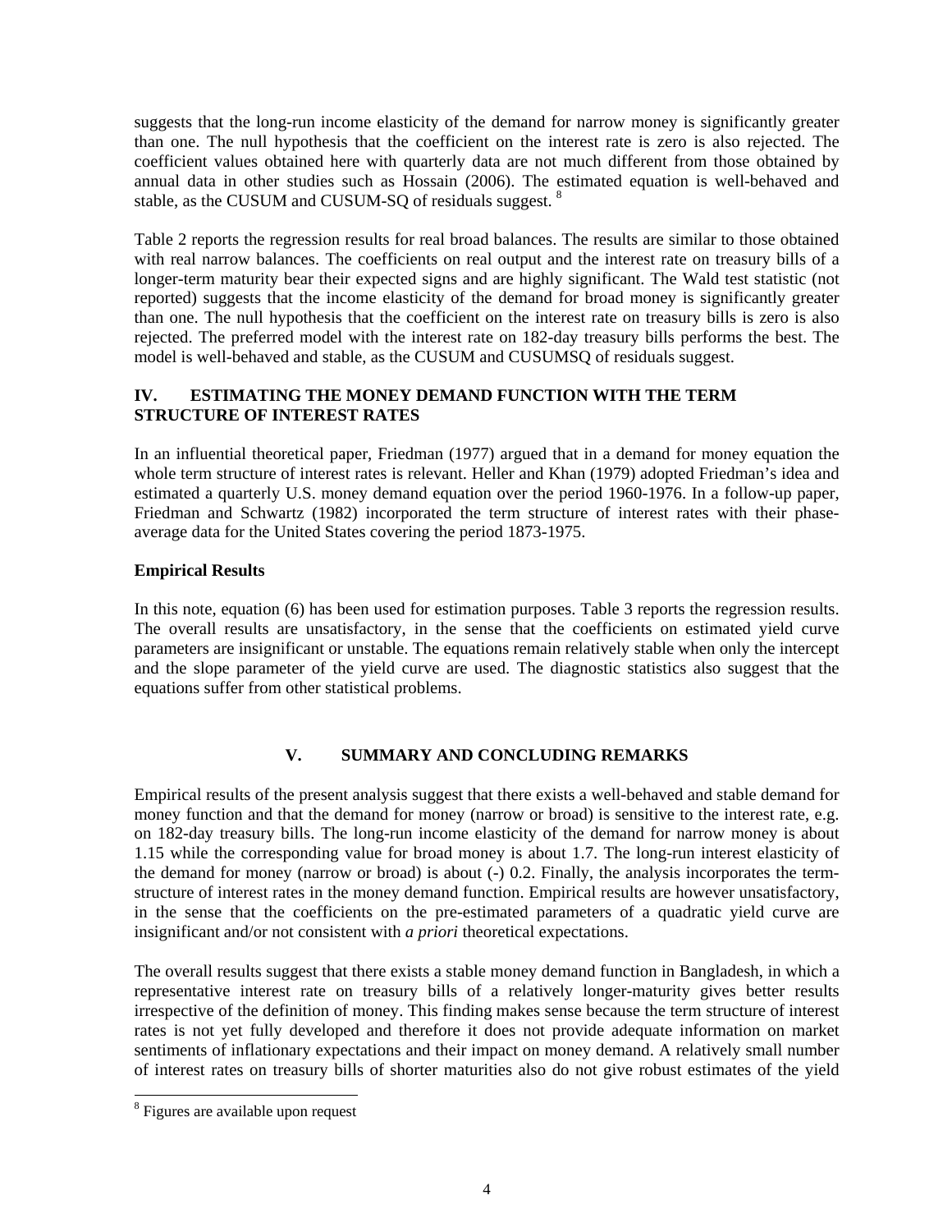suggests that the long-run income elasticity of the demand for narrow money is significantly greater than one. The null hypothesis that the coefficient on the interest rate is zero is also rejected. The coefficient values obtained here with quarterly data are not much different from those obtained by annual data in other studies such as Hossain (2006). The estimated equation is well-behaved and stable, as the CUSUM and CUSUM-SQ of residuals suggest. [8]

Table 2 reports the regression results for real broad balances. The results are similar to those obtained with real narrow balances. The coefficients on real output and the interest rate on treasury bills of a longer-term maturity bear their expected signs and are highly significant. The Wald test statistic (not reported) suggests that the income elasticity of the demand for broad money is significantly greater than one. The null hypothesis that the coefficient on the interest rate on treasury bills is zero is also rejected. The preferred model with the interest rate on 182-day treasury bills performs the best. The model is well-behaved and stable, as the CUSUM and CUSUMSQ of residuals suggest.

## IV. ESTIMATING THE MONEY DEMAND FUNCTION WITH THE TERM STRUCTURE OF INTEREST RATES

In an influential theoretical paper, Friedman (1977) argued that in a demand for money equation the whole term structure of interest rates is relevant. Heller and Khan (1979) adopted Friedman's idea and estimated a quarterly U.S. money demand equation over the period 1960-1976. In a follow-up paper, Friedman and Schwartz (1982) incorporated the term structure of interest rates with their phase-average data for the United States covering the period 1873-1975.

### Empirical Results

In this note, equation (6) has been used for estimation purposes. Table 3 reports the regression results. The overall results are unsatisfactory, in the sense that the coefficients on estimated yield curve parameters are insignificant or unstable. The equations remain relatively stable when only the intercept and the slope parameter of the yield curve are used. The diagnostic statistics also suggest that the equations suffer from other statistical problems.

## V. SUMMARY AND CONCLUDING REMARKS

Empirical results of the present analysis suggest that there exists a well-behaved and stable demand for money function and that the demand for money (narrow or broad) is sensitive to the interest rate, e.g. on 182-day treasury bills. The long-run income elasticity of the demand for narrow money is about 1.15 while the corresponding value for broad money is about 1.7. The long-run interest elasticity of the demand for money (narrow or broad) is about (-) 0.2. Finally, the analysis incorporates the term-structure of interest rates in the money demand function. Empirical results are however unsatisfactory, in the sense that the coefficients on the pre-estimated parameters of a quadratic yield curve are insignificant and/or not consistent with *a priori* theoretical expectations.

The overall results suggest that there exists a stable money demand function in Bangladesh, in which a representative interest rate on treasury bills of a relatively longer-maturity gives better results irrespective of the definition of money. This finding makes sense because the term structure of interest rates is not yet fully developed and therefore it does not provide adequate information on market sentiments of inflationary expectations and their impact on money demand. A relatively small number of interest rates on treasury bills of shorter maturities also do not give robust estimates of the yield

[8] Figures are available upon request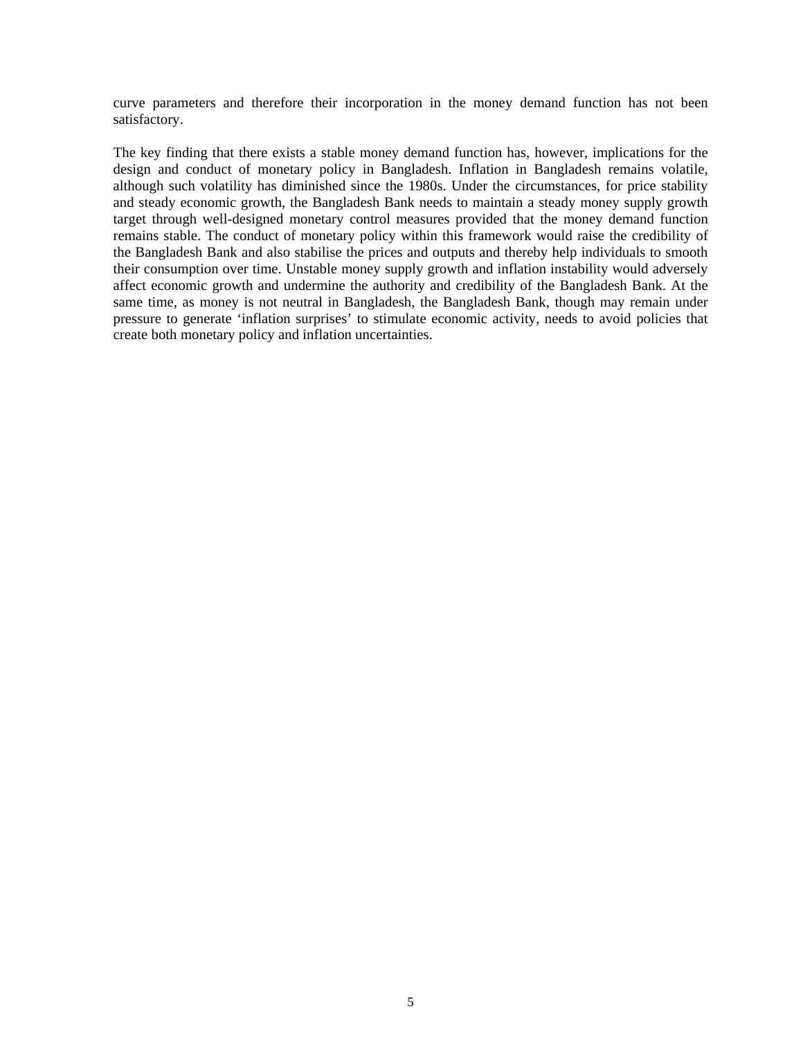curve parameters and therefore their incorporation in the money demand function has not been satisfactory.

The key finding that there exists a stable money demand function has, however, implications for the design and conduct of monetary policy in Bangladesh. Inflation in Bangladesh remains volatile, although such volatility has diminished since the 1980s. Under the circumstances, for price stability and steady economic growth, the Bangladesh Bank needs to maintain a steady money supply growth target through well-designed monetary control measures provided that the money demand function remains stable. The conduct of monetary policy within this framework would raise the credibility of the Bangladesh Bank and also stabilise the prices and outputs and thereby help individuals to smooth their consumption over time. Unstable money supply growth and inflation instability would adversely affect economic growth and undermine the authority and credibility of the Bangladesh Bank. At the same time, as money is not neutral in Bangladesh, the Bangladesh Bank, though may remain under pressure to generate 'inflation surprises' to stimulate economic activity, needs to avoid policies that create both monetary policy and inflation uncertainties.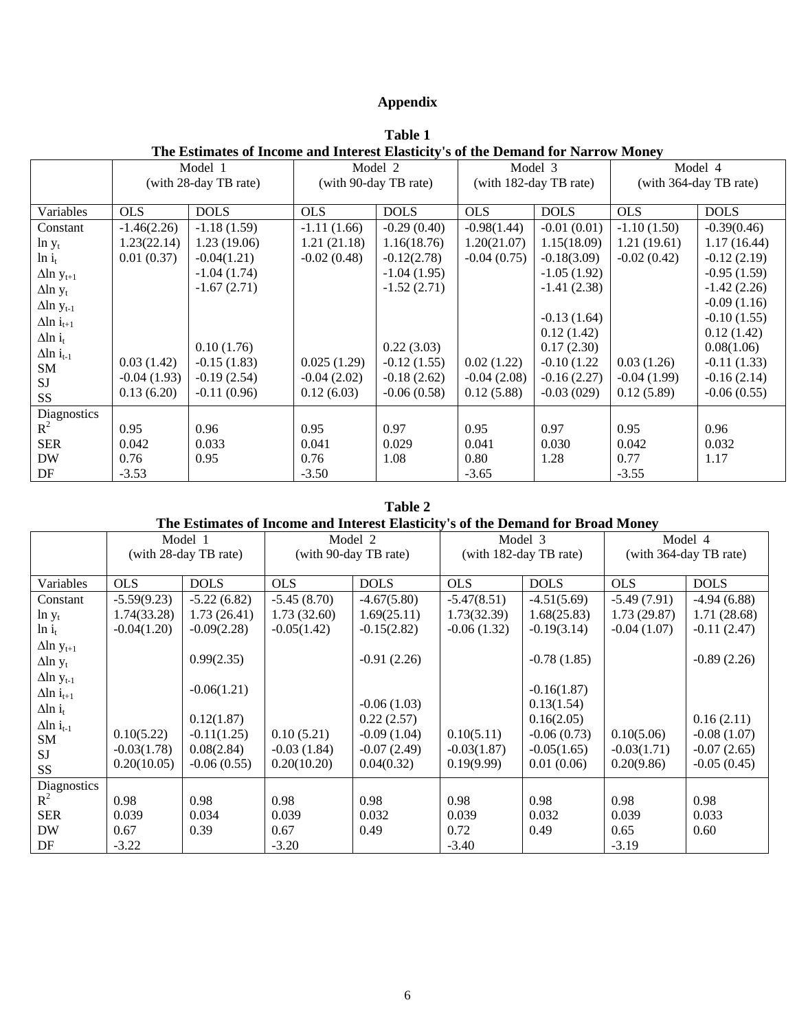# Appendix

**Table 1**
**The Estimates of Income and Interest Elasticity's of the Demand for Narrow Money**

| | Model 1 (with 28-day TB rate) | | Model 2 (with 90-day TB rate) | | Model 3 (with 182-day TB rate) | | Model 4 (with 364-day TB rate) | |
|---|---|---|---|---|---|---|---|---|
| Variables | OLS | DOLS | OLS | DOLS | OLS | DOLS | OLS | DOLS |
| Constant | -1.46(2.26) | -1.18 (1.59) | -1.11 (1.66) | -0.29 (0.40) | -0.98(1.44) | -0.01 (0.01) | -1.10 (1.50) | -0.39(0.46) |
| $\ln y_t$ | 1.23(22.14) | 1.23 (19.06) | 1.21 (21.18) | 1.16(18.76) | 1.20(21.07) | 1.15(18.09) | 1.21 (19.61) | 1.17 (16.44) |
| $\ln i_t$ | 0.01 (0.37) | -0.04(1.21) | -0.02 (0.48) | -0.12(2.78) | -0.04 (0.75) | -0.18(3.09) | -0.02 (0.42) | -0.12 (2.19) |
| $\Delta\ln y_{t+1}$ | | -1.04 (1.74) | | -1.04 (1.95) | | -1.05 (1.92) | | -0.95 (1.59) |
| $\Delta\ln y_t$ | | -1.67 (2.71) | | -1.52 (2.71) | | -1.41 (2.38) | | -1.42 (2.26) |
| $\Delta\ln y_{t-1}$ | | | | | | | | -0.09 (1.16) |
| $\Delta\ln i_{t+1}$ | | | | | | -0.13 (1.64) | | -0.10 (1.55) |
| $\Delta\ln i_t$ | | | | | | 0.12 (1.42) | | 0.12 (1.42) |
| $\Delta\ln i_{t-1}$ | | 0.10 (1.76) | | 0.22 (3.03) | | 0.17 (2.30) | | 0.08(1.06) |
| SM | 0.03 (1.42) | -0.15 (1.83) | 0.025 (1.29) | -0.12 (1.55) | 0.02 (1.22) | -0.10 (1.22 | 0.03 (1.26) | -0.11 (1.33) |
| SJ | -0.04 (1.93) | -0.19 (2.54) | -0.04 (2.02) | -0.18 (2.62) | -0.04 (2.08) | -0.16 (2.27) | -0.04 (1.99) | -0.16 (2.14) |
| SS | 0.13 (6.20) | -0.11 (0.96) | 0.12 (6.03) | -0.06 (0.58) | 0.12 (5.88) | -0.03 (029) | 0.12 (5.89) | -0.06 (0.55) |
| Diagnostics | | | | | | | | |
| $R^2$ | 0.95 | 0.96 | 0.95 | 0.97 | 0.95 | 0.97 | 0.95 | 0.96 |
| SER | 0.042 | 0.033 | 0.041 | 0.029 | 0.041 | 0.030 | 0.042 | 0.032 |
| DW | 0.76 | 0.95 | 0.76 | 1.08 | 0.80 | 1.28 | 0.77 | 1.17 |
| DF | -3.53 | | -3.50 | | -3.65 | | -3.55 | |

**Table 2**
**The Estimates of Income and Interest Elasticity's of the Demand for Broad Money**

| | Model 1 (with 28-day TB rate) | | Model 2 (with 90-day TB rate) | | Model 3 (with 182-day TB rate) | | Model 4 (with 364-day TB rate) | |
|---|---|---|---|---|---|---|---|---|
| Variables | OLS | DOLS | OLS | DOLS | OLS | DOLS | OLS | DOLS |
| Constant | -5.59(9.23) | -5.22 (6.82) | -5.45 (8.70) | -4.67(5.80) | -5.47(8.51) | -4.51(5.69) | -5.49 (7.91) | -4.94 (6.88) |
| $\ln y_t$ | 1.74(33.28) | 1.73 (26.41) | 1.73 (32.60) | 1.69(25.11) | 1.73(32.39) | 1.68(25.83) | 1.73 (29.87) | 1.71 (28.68) |
| $\ln i_t$ | -0.04(1.20) | -0.09(2.28) | -0.05(1.42) | -0.15(2.82) | -0.06 (1.32) | -0.19(3.14) | -0.04 (1.07) | -0.11 (2.47) |
| $\Delta\ln y_{t+1}$ | | | | | | | | |
| $\Delta\ln y_t$ | | 0.99(2.35) | | -0.91 (2.26) | | -0.78 (1.85) | | -0.89 (2.26) |
| $\Delta\ln y_{t-1}$ | | | | | | | | |
| $\Delta\ln i_{t+1}$ | | -0.06(1.21) | | | | -0.16(1.87) | | |
| $\Delta\ln i_t$ | | | | -0.06 (1.03) | | 0.13(1.54) | | |
| $\Delta\ln i_{t-1}$ | | 0.12(1.87) | | 0.22 (2.57) | | 0.16(2.05) | | 0.16 (2.11) |
| SM | 0.10(5.22) | -0.11(1.25) | 0.10 (5.21) | -0.09 (1.04) | 0.10(5.11) | -0.06 (0.73) | 0.10(5.06) | -0.08 (1.07) |
| SJ | -0.03(1.78) | 0.08(2.84) | -0.03 (1.84) | -0.07 (2.49) | -0.03(1.87) | -0.05(1.65) | -0.03(1.71) | -0.07 (2.65) |
| SS | 0.20(10.05) | -0.06 (0.55) | 0.20(10.20) | 0.04(0.32) | 0.19(9.99) | 0.01 (0.06) | 0.20(9.86) | -0.05 (0.45) |
| Diagnostics | | | | | | | | |
| $R^2$ | 0.98 | 0.98 | 0.98 | 0.98 | 0.98 | 0.98 | 0.98 | 0.98 |
| SER | 0.039 | 0.034 | 0.039 | 0.032 | 0.039 | 0.032 | 0.039 | 0.033 |
| DW | 0.67 | 0.39 | 0.67 | 0.49 | 0.72 | 0.49 | 0.65 | 0.60 |
| DF | -3.22 | | -3.20 | | -3.40 | | -3.19 | |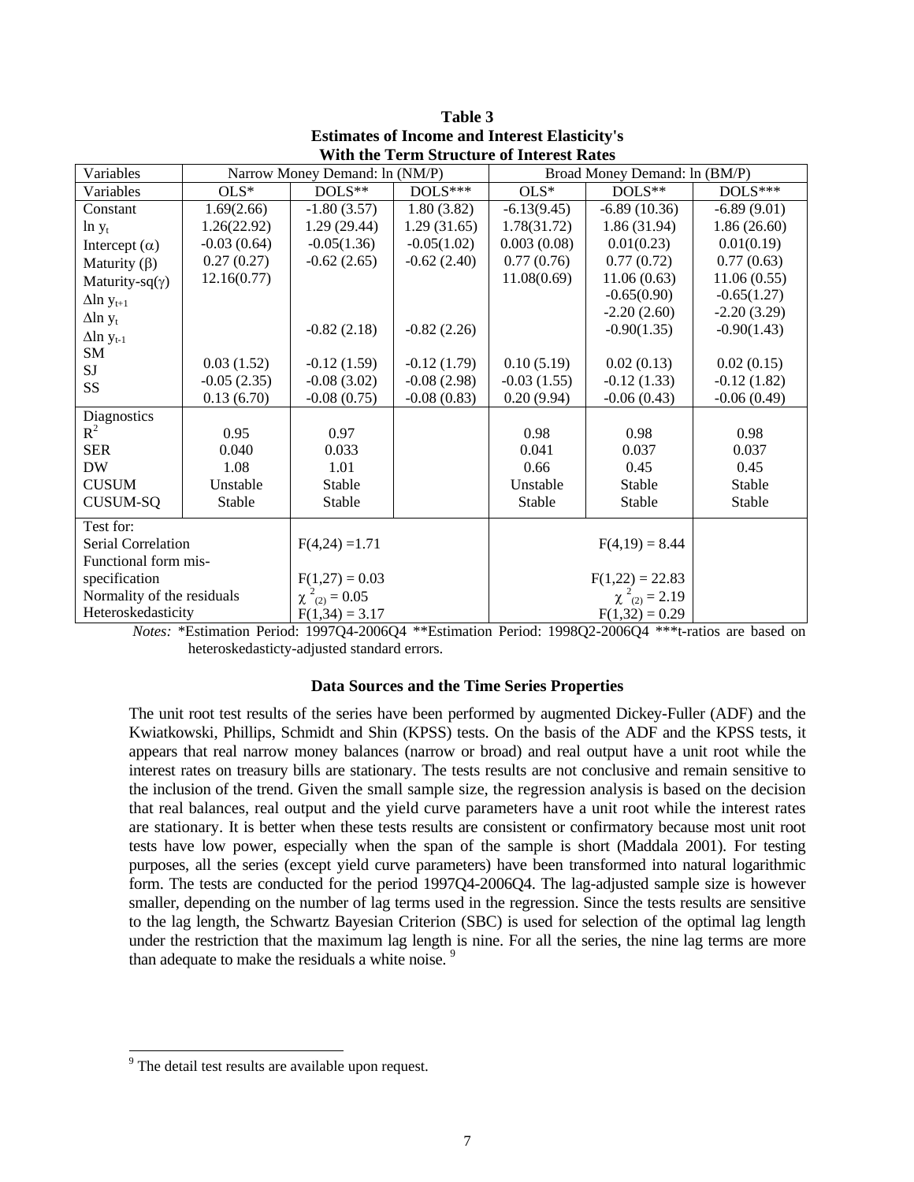**Table 3**
**Estimates of Income and Interest Elasticity's**
**With the Term Structure of Interest Rates**

| Variables | Narrow Money Demand: ln (NM/P) | | | Broad Money Demand: ln (BM/P) | | |
|---|---|---|---|---|---|---|
| Variables | OLS* | DOLS** | DOLS*** | OLS* | DOLS** | DOLS*** |
| Constant | 1.69(2.66) | -1.80 (3.57) | 1.80 (3.82) | -6.13(9.45) | -6.89 (10.36) | -6.89 (9.01) |
| $\ln y_t$ | 1.26(22.92) | 1.29 (29.44) | 1.29 (31.65) | 1.78(31.72) | 1.86 (31.94) | 1.86 (26.60) |
| Intercept ($\alpha$) | -0.03 (0.64) | -0.05(1.36) | -0.05(1.02) | 0.003 (0.08) | 0.01(0.23) | 0.01(0.19) |
| Maturity ($\beta$) | 0.27 (0.27) | -0.62 (2.65) | -0.62 (2.40) | 0.77 (0.76) | 0.77 (0.72) | 0.77 (0.63) |
| Maturity-sq($\gamma$) | 12.16(0.77) | | | 11.08(0.69) | 11.06 (0.63) | 11.06 (0.55) |
| $\Delta \ln y_{t+1}$ | | | | | -0.65(0.90) | -0.65(1.27) |
| $\Delta \ln y_t$ | | | | | -2.20 (2.60) | -2.20 (3.29) |
| $\Delta \ln y_{t-1}$ | | -0.82 (2.18) | -0.82 (2.26) | | -0.90(1.35) | -0.90(1.43) |
| SM | 0.03 (1.52) | -0.12 (1.59) | -0.12 (1.79) | 0.10 (5.19) | 0.02 (0.13) | 0.02 (0.15) |
| SJ | -0.05 (2.35) | -0.08 (3.02) | -0.08 (2.98) | -0.03 (1.55) | -0.12 (1.33) | -0.12 (1.82) |
| SS | 0.13 (6.70) | -0.08 (0.75) | -0.08 (0.83) | 0.20 (9.94) | -0.06 (0.43) | -0.06 (0.49) |
| Diagnostics | | | | | | |
| $R^2$ | 0.95 | 0.97 | | 0.98 | 0.98 | 0.98 |
| SER | 0.040 | 0.033 | | 0.041 | 0.037 | 0.037 |
| DW | 1.08 | 1.01 | | 0.66 | 0.45 | 0.45 |
| CUSUM | Unstable | Stable | | Unstable | Stable | Stable |
| CUSUM-SQ | Stable | Stable | | Stable | Stable | Stable |
| Test for: | | | | | | |
| Serial Correlation | | $F(4,24) = 1.71$ | | | $F(4,19) = 8.44$ | |
| Functional form mis-specification | | $F(1,27) = 0.03$ | | | $F(1,22) = 22.83$ | |
| Normality of the residuals | | $\chi^2_{(2)} = 0.05$ | | | $\chi^2_{(2)} = 2.19$ | |
| Heteroskedasticity | | $F(1,34) = 3.17$ | | | $F(1,32) = 0.29$ | |

*Notes:* *Estimation Period: 1997Q4-2006Q4 **Estimation Period: 1998Q2-2006Q4 ***t-ratios are based on heteroskedasticty-adjusted standard errors.

### Data Sources and the Time Series Properties

The unit root test results of the series have been performed by augmented Dickey-Fuller (ADF) and the Kwiatkowski, Phillips, Schmidt and Shin (KPSS) tests. On the basis of the ADF and the KPSS tests, it appears that real narrow money balances (narrow or broad) and real output have a unit root while the interest rates on treasury bills are stationary. The tests results are not conclusive and remain sensitive to the inclusion of the trend. Given the small sample size, the regression analysis is based on the decision that real balances, real output and the yield curve parameters have a unit root while the interest rates are stationary. It is better when these tests results are consistent or confirmatory because most unit root tests have low power, especially when the span of the sample is short (Maddala 2001). For testing purposes, all the series (except yield curve parameters) have been transformed into natural logarithmic form. The tests are conducted for the period 1997Q4-2006Q4. The lag-adjusted sample size is however smaller, depending on the number of lag terms used in the regression. Since the tests results are sensitive to the lag length, the Schwartz Bayesian Criterion (SBC) is used for selection of the optimal lag length under the restriction that the maximum lag length is nine. For all the series, the nine lag terms are more than adequate to make the residuals a white noise. [9]

[9] The detail test results are available upon request.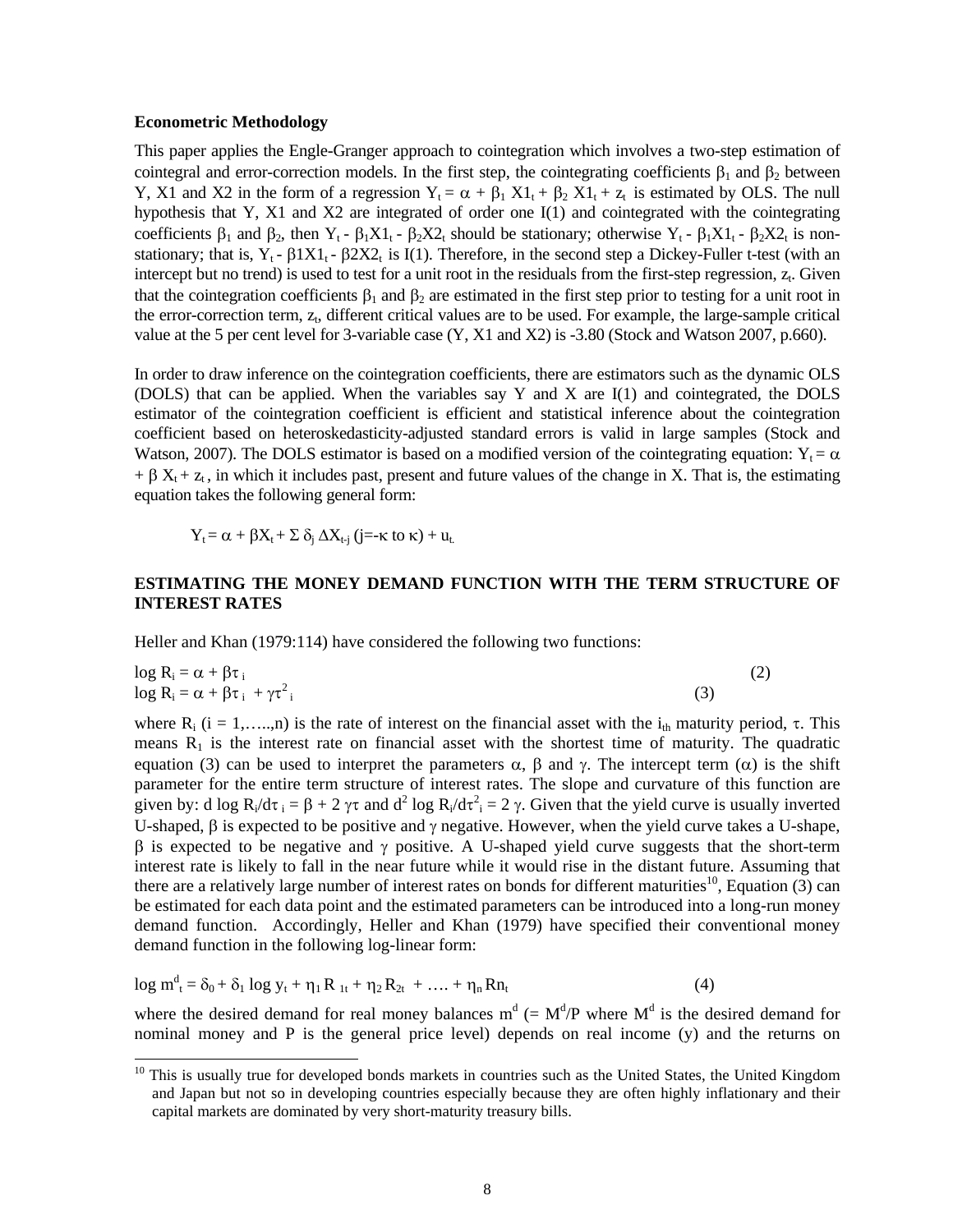**Econometric Methodology**

This paper applies the Engle-Granger approach to cointegration which involves a two-step estimation of cointegral and error-correction models. In the first step, the cointegrating coefficients $\beta_1$ and $\beta_2$ between Y, X1 and X2 in the form of a regression $Y_t = \alpha + \beta_1 X1_t + \beta_2 X1_t + z_t$ is estimated by OLS. The null hypothesis that Y, X1 and X2 are integrated of order one I(1) and cointegrated with the cointegrating coefficients $\beta_1$ and $\beta_2$, then $Y_t - \beta_1 X1_t - \beta_2 X2_t$ should be stationary; otherwise $Y_t - \beta_1 X1_t - \beta_2 X2_t$ is non-stationary; that is, $Y_t - \beta 1X1_t - \beta 2X2_t$ is I(1). Therefore, in the second step a Dickey-Fuller t-test (with an intercept but no trend) is used to test for a unit root in the residuals from the first-step regression, $z_t$. Given that the cointegration coefficients $\beta_1$ and $\beta_2$ are estimated in the first step prior to testing for a unit root in the error-correction term, $z_t$, different critical values are to be used. For example, the large-sample critical value at the 5 per cent level for 3-variable case (Y, X1 and X2) is -3.80 (Stock and Watson 2007, p.660).

In order to draw inference on the cointegration coefficients, there are estimators such as the dynamic OLS (DOLS) that can be applied. When the variables say Y and X are I(1) and cointegrated, the DOLS estimator of the cointegration coefficient is efficient and statistical inference about the cointegration coefficient based on heteroskedasticity-adjusted standard errors is valid in large samples (Stock and Watson, 2007). The DOLS estimator is based on a modified version of the cointegrating equation: $Y_t = \alpha + \beta X_t + z_t$, in which it includes past, present and future values of the change in X. That is, the estimating equation takes the following general form:

$$Y_t = \alpha + \beta X_t + \Sigma\, \delta_j\, \Delta X_{t-j}\ (j=-\kappa \text{ to } \kappa) + u_t.$$

## ESTIMATING THE MONEY DEMAND FUNCTION WITH THE TERM STRUCTURE OF INTEREST RATES

Heller and Khan (1979:114) have considered the following two functions:

$$\log R_i = \alpha + \beta\tau_i \qquad (2)$$

$$\log R_i = \alpha + \beta\tau_i + \gamma\tau^2_i \qquad (3)$$

where $R_i$ (i = 1,…..,n) is the rate of interest on the financial asset with the $i_{th}$ maturity period, $\tau$. This means $R_1$ is the interest rate on financial asset with the shortest time of maturity. The quadratic equation (3) can be used to interpret the parameters $\alpha$, $\beta$ and $\gamma$. The intercept term ($\alpha$) is the shift parameter for the entire term structure of interest rates. The slope and curvature of this function are given by: $d \log R_i/d\tau_i = \beta + 2\gamma\tau$ and $d^2 \log R_i/d\tau^2_i = 2\gamma$. Given that the yield curve is usually inverted U-shaped, $\beta$ is expected to be positive and $\gamma$ negative. However, when the yield curve takes a U-shape, $\beta$ is expected to be negative and $\gamma$ positive. A U-shaped yield curve suggests that the short-term interest rate is likely to fall in the near future while it would rise in the distant future. Assuming that there are a relatively large number of interest rates on bonds for different maturities[10], Equation (3) can be estimated for each data point and the estimated parameters can be introduced into a long-run money demand function. Accordingly, Heller and Khan (1979) have specified their conventional money demand function in the following log-linear form:

$$\log m^d_t = \delta_0 + \delta_1 \log y_t + \eta_1 R_{1t} + \eta_2 R_{2t} + \ldots + \eta_n Rn_t \qquad (4)$$

where the desired demand for real money balances $m^d$ (= $M^d/P$ where $M^d$ is the desired demand for nominal money and P is the general price level) depends on real income (y) and the returns on

[10] This is usually true for developed bonds markets in countries such as the United States, the United Kingdom and Japan but not so in developing countries especially because they are often highly inflationary and their capital markets are dominated by very short-maturity treasury bills.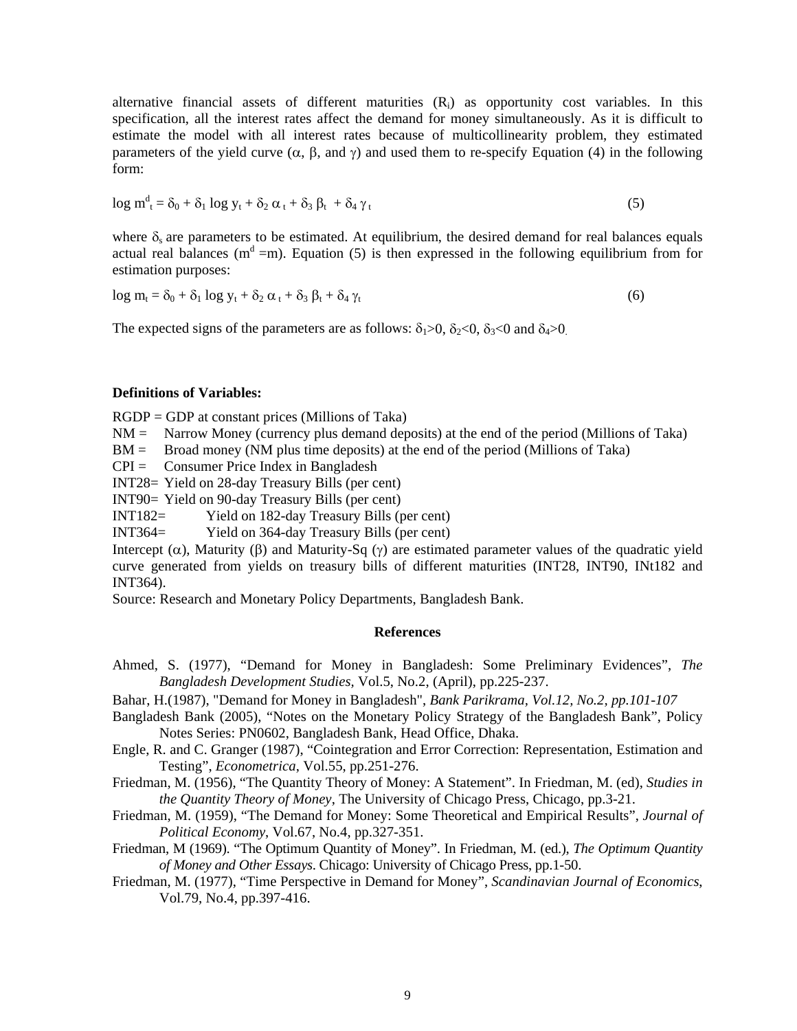alternative financial assets of different maturities ($R_i$) as opportunity cost variables. In this specification, all the interest rates affect the demand for money simultaneously. As it is difficult to estimate the model with all interest rates because of multicollinearity problem, they estimated parameters of the yield curve ($\alpha$, $\beta$, and $\gamma$) and used them to re-specify Equation (4) in the following form:

$$\log m^d_t = \delta_0 + \delta_1 \log y_t + \delta_2 \alpha_t + \delta_3 \beta_t + \delta_4 \gamma_t \qquad (5)$$

where $\delta_s$ are parameters to be estimated. At equilibrium, the desired demand for real balances equals actual real balances ($m^d = m$). Equation (5) is then expressed in the following equilibrium from for estimation purposes:

$$\log m_t = \delta_0 + \delta_1 \log y_t + \delta_2 \alpha_t + \delta_3 \beta_t + \delta_4 \gamma_t \qquad (6)$$

The expected signs of the parameters are as follows: $\delta_1 > 0$, $\delta_2 < 0$, $\delta_3 < 0$ and $\delta_4 > 0$.

**Definitions of Variables:**

RGDP = GDP at constant prices (Millions of Taka)
NM = Narrow Money (currency plus demand deposits) at the end of the period (Millions of Taka)
BM = Broad money (NM plus time deposits) at the end of the period (Millions of Taka)
CPI = Consumer Price Index in Bangladesh
INT28= Yield on 28-day Treasury Bills (per cent)
INT90= Yield on 90-day Treasury Bills (per cent)
INT182= Yield on 182-day Treasury Bills (per cent)
INT364= Yield on 364-day Treasury Bills (per cent)
Intercept ($\alpha$), Maturity ($\beta$) and Maturity-Sq ($\gamma$) are estimated parameter values of the quadratic yield curve generated from yields on treasury bills of different maturities (INT28, INT90, INt182 and INT364).
Source: Research and Monetary Policy Departments, Bangladesh Bank.

## References

Ahmed, S. (1977), "Demand for Money in Bangladesh: Some Preliminary Evidences", *The Bangladesh Development Studies,* Vol.5, No.2, (April), pp.225-237.

Bahar, H.(1987), "Demand for Money in Bangladesh", *Bank Parikrama, Vol.12, No.2, pp.101-107*

Bangladesh Bank (2005), "Notes on the Monetary Policy Strategy of the Bangladesh Bank", Policy Notes Series: PN0602, Bangladesh Bank, Head Office, Dhaka.

Engle, R. and C. Granger (1987), "Cointegration and Error Correction: Representation, Estimation and Testing", *Econometrica*, Vol.55, pp.251-276.

Friedman, M. (1956), "The Quantity Theory of Money: A Statement". In Friedman, M. (ed), *Studies in the Quantity Theory of Money*, The University of Chicago Press, Chicago, pp.3-21.

Friedman, M. (1959), "The Demand for Money: Some Theoretical and Empirical Results", *Journal of Political Economy*, Vol.67, No.4, pp.327-351.

Friedman, M (1969). "The Optimum Quantity of Money". In Friedman, M. (ed.), *The Optimum Quantity of Money and Other Essays*. Chicago: University of Chicago Press, pp.1-50.

Friedman, M. (1977), "Time Perspective in Demand for Money", *Scandinavian Journal of Economics*, Vol.79, No.4, pp.397-416.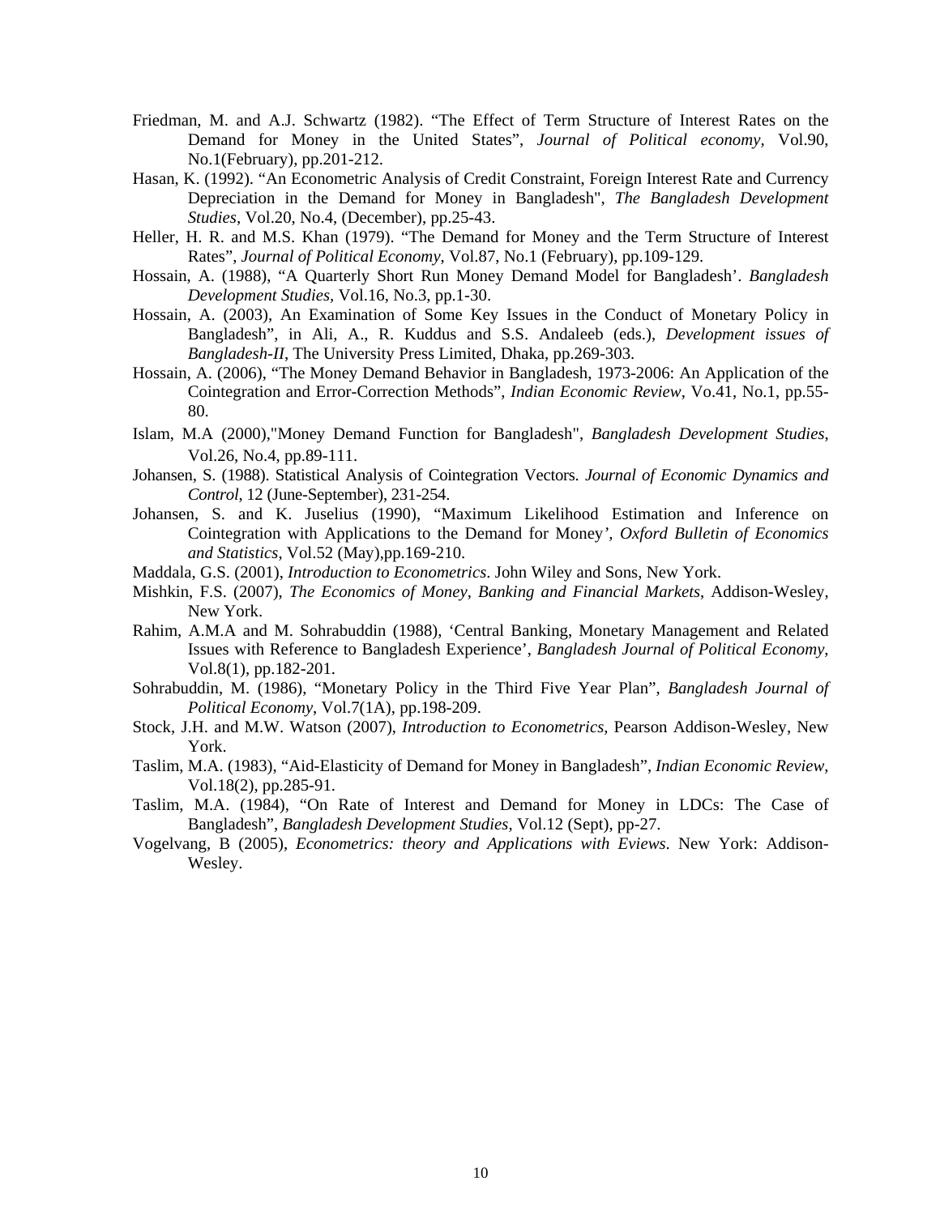Friedman, M. and A.J. Schwartz (1982). "The Effect of Term Structure of Interest Rates on the Demand for Money in the United States", *Journal of Political economy*, Vol.90, No.1(February), pp.201-212.

Hasan, K. (1992). "An Econometric Analysis of Credit Constraint, Foreign Interest Rate and Currency Depreciation in the Demand for Money in Bangladesh", *The Bangladesh Development Studies*, Vol.20, No.4, (December), pp.25-43.

Heller, H. R. and M.S. Khan (1979). "The Demand for Money and the Term Structure of Interest Rates", *Journal of Political Economy*, Vol.87, No.1 (February), pp.109-129.

Hossain, A. (1988), "A Quarterly Short Run Money Demand Model for Bangladesh'. *Bangladesh Development Studies*, Vol.16, No.3, pp.1-30.

Hossain, A. (2003), An Examination of Some Key Issues in the Conduct of Monetary Policy in Bangladesh", in Ali, A., R. Kuddus and S.S. Andaleeb (eds.), *Development issues of Bangladesh-II*, The University Press Limited, Dhaka, pp.269-303.

Hossain, A. (2006), "The Money Demand Behavior in Bangladesh, 1973-2006: An Application of the Cointegration and Error-Correction Methods", *Indian Economic Review*, Vo.41, No.1, pp.55-80.

Islam, M.A (2000),"Money Demand Function for Bangladesh", *Bangladesh Development Studies*, Vol.26, No.4, pp.89-111.

Johansen, S. (1988). Statistical Analysis of Cointegration Vectors. *Journal of Economic Dynamics and Control*, 12 (June-September), 231-254.

Johansen, S. and K. Juselius (1990), "Maximum Likelihood Estimation and Inference on Cointegration with Applications to the Demand for Money', *Oxford Bulletin of Economics and Statistics*, Vol.52 (May),pp.169-210.

Maddala, G.S. (2001), *Introduction to Econometrics*. John Wiley and Sons, New York.

Mishkin, F.S. (2007), *The Economics of Money, Banking and Financial Markets*, Addison-Wesley, New York.

Rahim, A.M.A and M. Sohrabuddin (1988), 'Central Banking, Monetary Management and Related Issues with Reference to Bangladesh Experience', *Bangladesh Journal of Political Economy*, Vol.8(1), pp.182-201.

Sohrabuddin, M. (1986), "Monetary Policy in the Third Five Year Plan", *Bangladesh Journal of Political Economy*, Vol.7(1A), pp.198-209.

Stock, J.H. and M.W. Watson (2007), *Introduction to Econometrics*, Pearson Addison-Wesley, New York.

Taslim, M.A. (1983), "Aid-Elasticity of Demand for Money in Bangladesh", *Indian Economic Review*, Vol.18(2), pp.285-91.

Taslim, M.A. (1984), "On Rate of Interest and Demand for Money in LDCs: The Case of Bangladesh", *Bangladesh Development Studies*, Vol.12 (Sept), pp-27.

Vogelvang, B (2005), *Econometrics: theory and Applications with Eviews*. New York: Addison-Wesley.